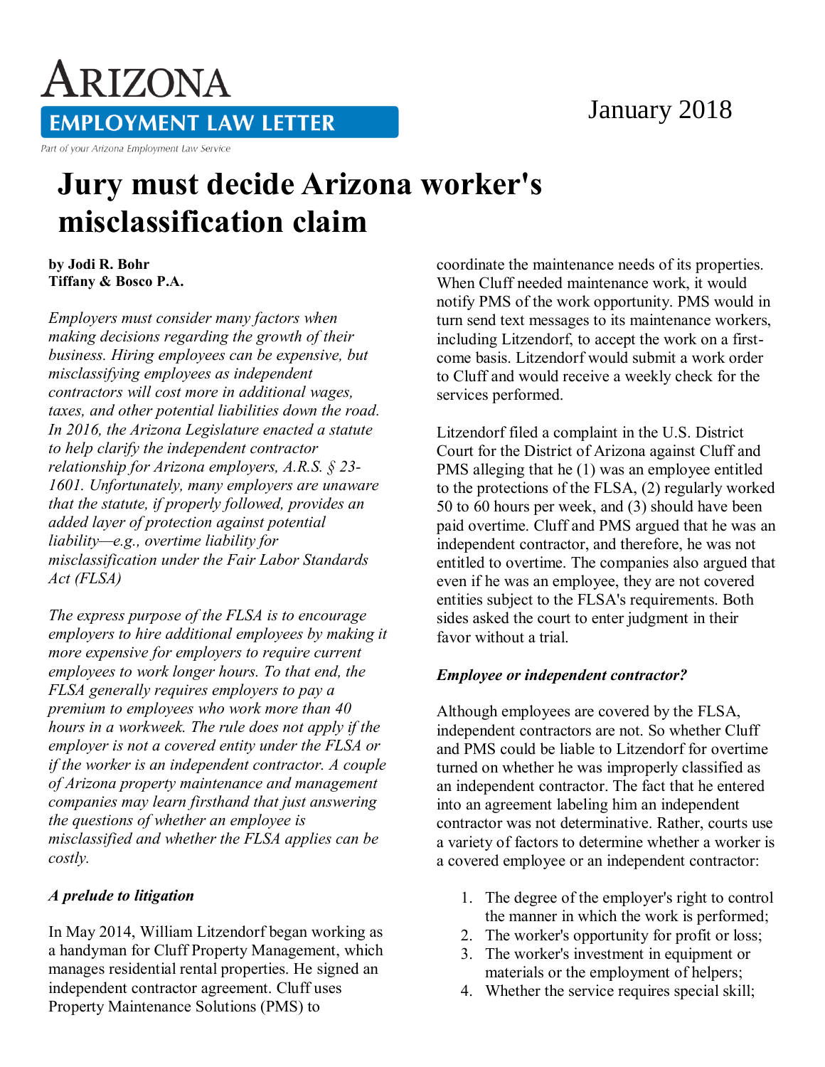# ARIZONA EMPLOYMENT LAW LETTER

Part of your Arizona Employment Law Service

January 2018

# Jury must decide Arizona worker's misclassification claim

**by Jodi R. Bohr**
**Tiffany & Bosco P.A.**

*Employers must consider many factors when making decisions regarding the growth of their business. Hiring employees can be expensive, but misclassifying employees as independent contractors will cost more in additional wages, taxes, and other potential liabilities down the road. In 2016, the Arizona Legislature enacted a statute to help clarify the independent contractor relationship for Arizona employers, A.R.S. § 23-1601. Unfortunately, many employers are unaware that the statute, if properly followed, provides an added layer of protection against potential liability—e.g., overtime liability for misclassification under the Fair Labor Standards Act (FLSA)*

*The express purpose of the FLSA is to encourage employers to hire additional employees by making it more expensive for employers to require current employees to work longer hours. To that end, the FLSA generally requires employers to pay a premium to employees who work more than 40 hours in a workweek. The rule does not apply if the employer is not a covered entity under the FLSA or if the worker is an independent contractor. A couple of Arizona property maintenance and management companies may learn firsthand that just answering the questions of whether an employee is misclassified and whether the FLSA applies can be costly.*

### *A prelude to litigation*

In May 2014, William Litzendorf began working as a handyman for Cluff Property Management, which manages residential rental properties. He signed an independent contractor agreement. Cluff uses Property Maintenance Solutions (PMS) to coordinate the maintenance needs of its properties. When Cluff needed maintenance work, it would notify PMS of the work opportunity. PMS would in turn send text messages to its maintenance workers, including Litzendorf, to accept the work on a first-come basis. Litzendorf would submit a work order to Cluff and would receive a weekly check for the services performed.

Litzendorf filed a complaint in the U.S. District Court for the District of Arizona against Cluff and PMS alleging that he (1) was an employee entitled to the protections of the FLSA, (2) regularly worked 50 to 60 hours per week, and (3) should have been paid overtime. Cluff and PMS argued that he was an independent contractor, and therefore, he was not entitled to overtime. The companies also argued that even if he was an employee, they are not covered entities subject to the FLSA's requirements. Both sides asked the court to enter judgment in their favor without a trial.

### *Employee or independent contractor?*

Although employees are covered by the FLSA, independent contractors are not. So whether Cluff and PMS could be liable to Litzendorf for overtime turned on whether he was improperly classified as an independent contractor. The fact that he entered into an agreement labeling him an independent contractor was not determinative. Rather, courts use a variety of factors to determine whether a worker is a covered employee or an independent contractor:

1. The degree of the employer's right to control the manner in which the work is performed;
2. The worker's opportunity for profit or loss;
3. The worker's investment in equipment or materials or the employment of helpers;
4. Whether the service requires special skill;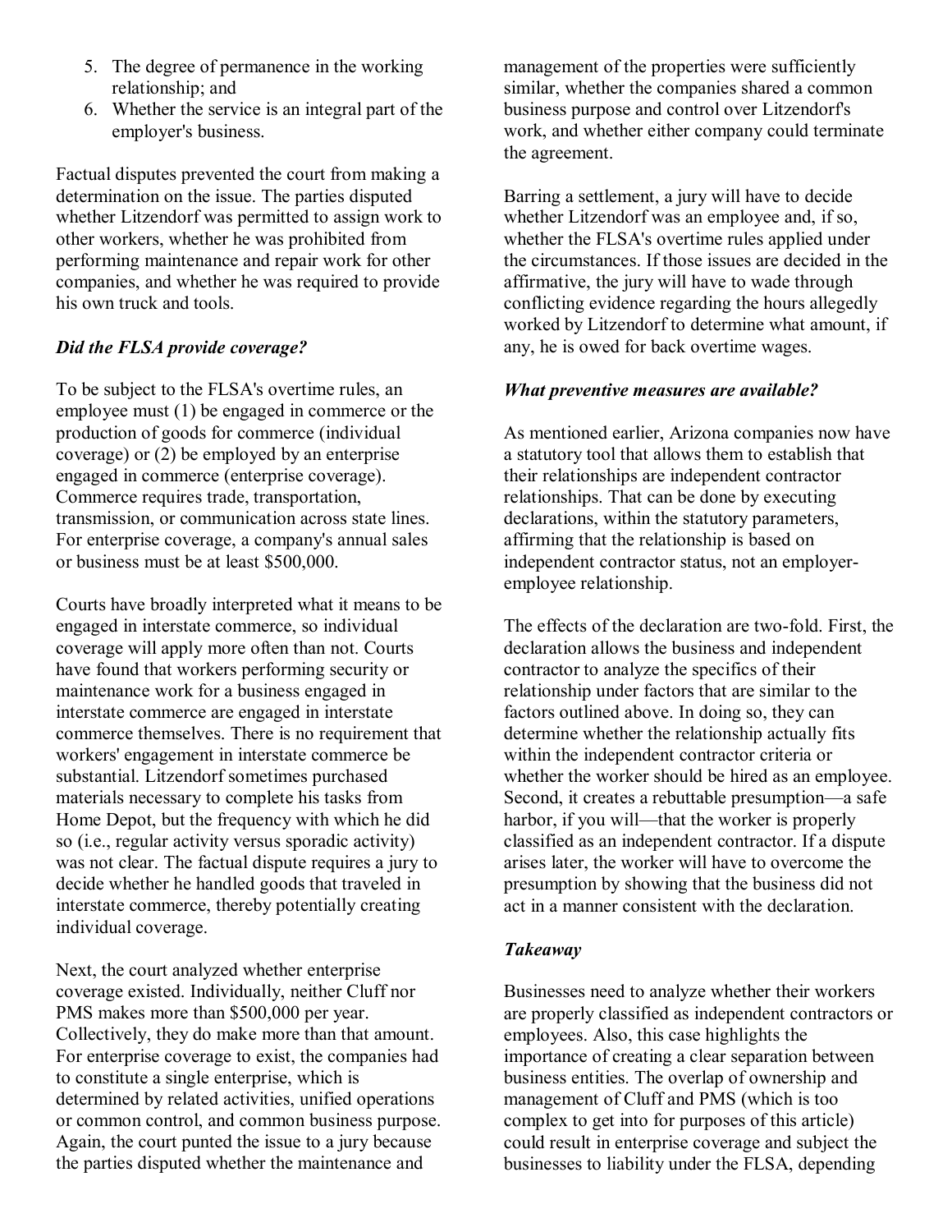5. The degree of permanence in the working relationship; and
6. Whether the service is an integral part of the employer's business.

Factual disputes prevented the court from making a determination on the issue. The parties disputed whether Litzendorf was permitted to assign work to other workers, whether he was prohibited from performing maintenance and repair work for other companies, and whether he was required to provide his own truck and tools.

### *Did the FLSA provide coverage?*

To be subject to the FLSA's overtime rules, an employee must (1) be engaged in commerce or the production of goods for commerce (individual coverage) or (2) be employed by an enterprise engaged in commerce (enterprise coverage). Commerce requires trade, transportation, transmission, or communication across state lines. For enterprise coverage, a company's annual sales or business must be at least $500,000.

Courts have broadly interpreted what it means to be engaged in interstate commerce, so individual coverage will apply more often than not. Courts have found that workers performing security or maintenance work for a business engaged in interstate commerce are engaged in interstate commerce themselves. There is no requirement that workers' engagement in interstate commerce be substantial. Litzendorf sometimes purchased materials necessary to complete his tasks from Home Depot, but the frequency with which he did so (i.e., regular activity versus sporadic activity) was not clear. The factual dispute requires a jury to decide whether he handled goods that traveled in interstate commerce, thereby potentially creating individual coverage.

Next, the court analyzed whether enterprise coverage existed. Individually, neither Cluff nor PMS makes more than $500,000 per year. Collectively, they do make more than that amount. For enterprise coverage to exist, the companies had to constitute a single enterprise, which is determined by related activities, unified operations or common control, and common business purpose. Again, the court punted the issue to a jury because the parties disputed whether the maintenance and management of the properties were sufficiently similar, whether the companies shared a common business purpose and control over Litzendorf's work, and whether either company could terminate the agreement.

Barring a settlement, a jury will have to decide whether Litzendorf was an employee and, if so, whether the FLSA's overtime rules applied under the circumstances. If those issues are decided in the affirmative, the jury will have to wade through conflicting evidence regarding the hours allegedly worked by Litzendorf to determine what amount, if any, he is owed for back overtime wages.

### *What preventive measures are available?*

As mentioned earlier, Arizona companies now have a statutory tool that allows them to establish that their relationships are independent contractor relationships. That can be done by executing declarations, within the statutory parameters, affirming that the relationship is based on independent contractor status, not an employer-employee relationship.

The effects of the declaration are two-fold. First, the declaration allows the business and independent contractor to analyze the specifics of their relationship under factors that are similar to the factors outlined above. In doing so, they can determine whether the relationship actually fits within the independent contractor criteria or whether the worker should be hired as an employee. Second, it creates a rebuttable presumption—a safe harbor, if you will—that the worker is properly classified as an independent contractor. If a dispute arises later, the worker will have to overcome the presumption by showing that the business did not act in a manner consistent with the declaration.

### *Takeaway*

Businesses need to analyze whether their workers are properly classified as independent contractors or employees. Also, this case highlights the importance of creating a clear separation between business entities. The overlap of ownership and management of Cluff and PMS (which is too complex to get into for purposes of this article) could result in enterprise coverage and subject the businesses to liability under the FLSA, depending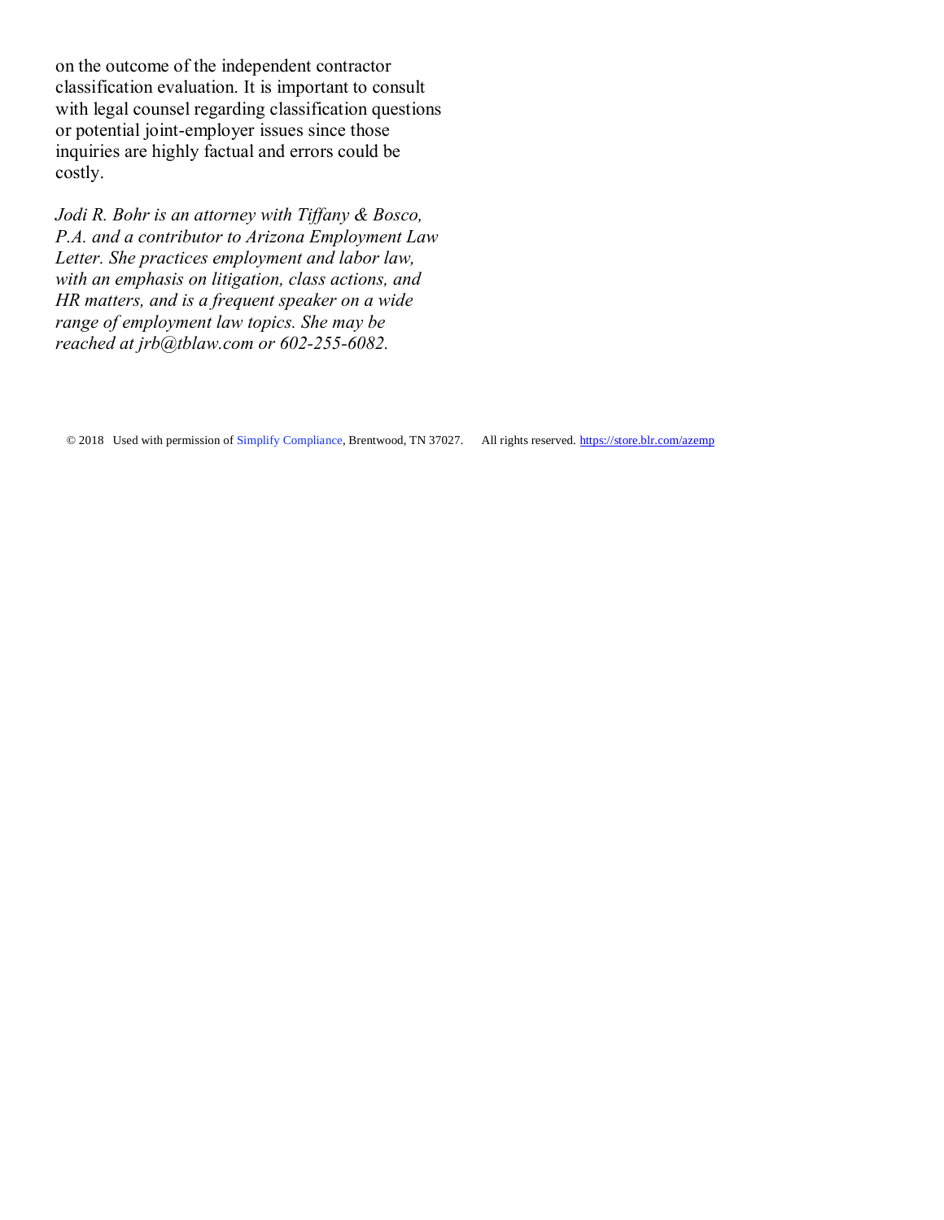on the outcome of the independent contractor classification evaluation. It is important to consult with legal counsel regarding classification questions or potential joint-employer issues since those inquiries are highly factual and errors could be costly.

*Jodi R. Bohr is an attorney with Tiffany & Bosco, P.A. and a contributor to Arizona Employment Law Letter. She practices employment and labor law, with an emphasis on litigation, class actions, and HR matters, and is a frequent speaker on a wide range of employment law topics. She may be reached at jrb@tblaw.com or 602-255-6082.*

© 2018 Used with permission of Simplify Compliance, Brentwood, TN 37027. All rights reserved. https://store.blr.com/azemp